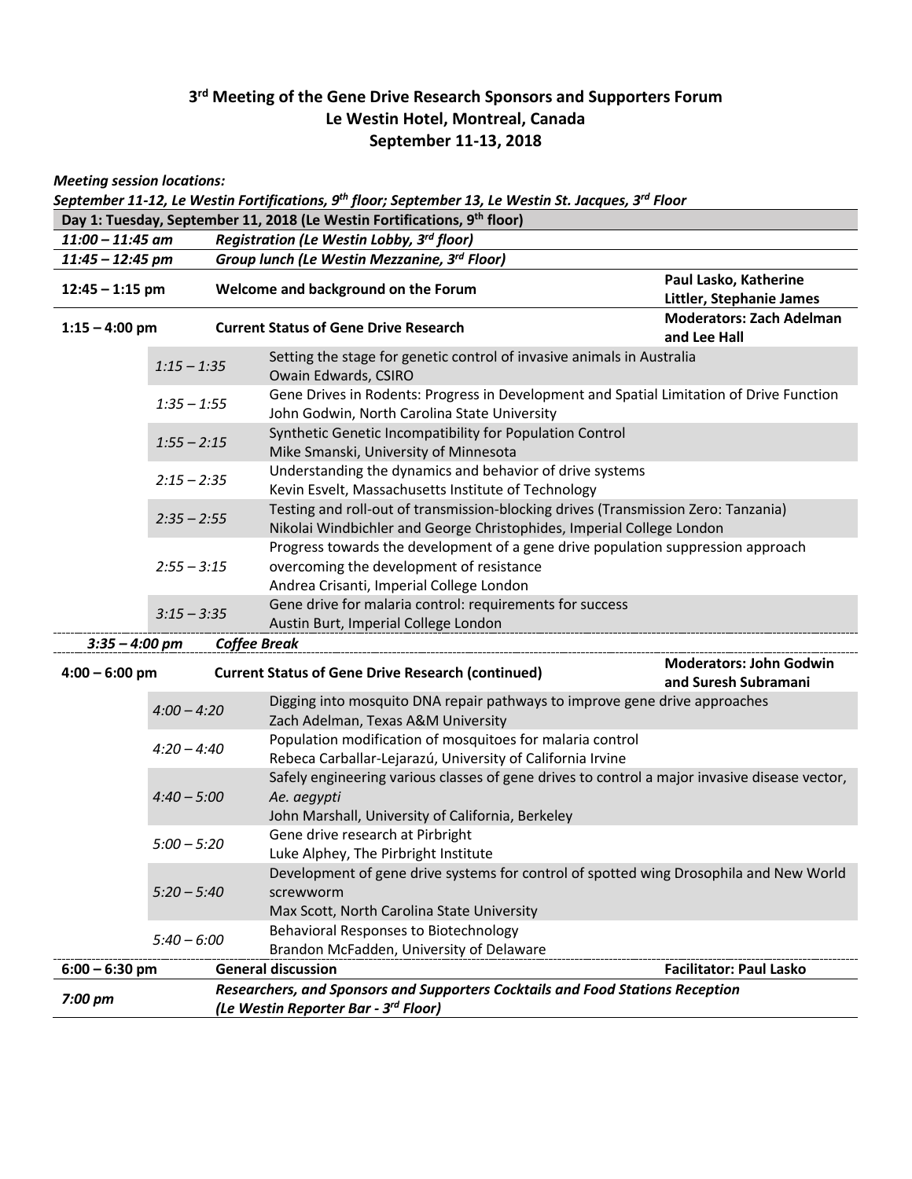# 3rd Meeting of the Gene Drive Research Sponsors and Supporters Forum
## Le Westin Hotel, Montreal, Canada
## September 11-13, 2018

***Meeting session locations:***
***September 11-12, Le Westin Fortifications, 9th floor; September 13, Le Westin St. Jacques, 3rd Floor***

| **Day 1: Tuesday, September 11, 2018 (Le Westin Fortifications, 9th floor)** | | | |
|---|---|---|---|
| *11:00 – 11:45 am* | | *Registration (Le Westin Lobby, 3rd floor)* | |
| *11:45 – 12:45 pm* | | *Group lunch (Le Westin Mezzanine, 3rd Floor)* | |
| **12:45 – 1:15 pm** | | **Welcome and background on the Forum** | **Paul Lasko, Katherine Littler, Stephanie James** |
| **1:15 – 4:00 pm** | | **Current Status of Gene Drive Research** | **Moderators: Zach Adelman and Lee Hall** |
| | *1:15 – 1:35* | Setting the stage for genetic control of invasive animals in Australia<br>Owain Edwards, CSIRO | |
| | *1:35 – 1:55* | Gene Drives in Rodents: Progress in Development and Spatial Limitation of Drive Function<br>John Godwin, North Carolina State University | |
| | *1:55 – 2:15* | Synthetic Genetic Incompatibility for Population Control<br>Mike Smanski, University of Minnesota | |
| | *2:15 – 2:35* | Understanding the dynamics and behavior of drive systems<br>Kevin Esvelt, Massachusetts Institute of Technology | |
| | *2:35 – 2:55* | Testing and roll-out of transmission-blocking drives (Transmission Zero: Tanzania)<br>Nikolai Windbichler and George Christophides, Imperial College London | |
| | *2:55 – 3:15* | Progress towards the development of a gene drive population suppression approach overcoming the development of resistance<br>Andrea Crisanti, Imperial College London | |
| | *3:15 – 3:35* | Gene drive for malaria control: requirements for success<br>Austin Burt, Imperial College London | |
| *3:35 – 4:00 pm* | | *Coffee Break* | |
| **4:00 – 6:00 pm** | | **Current Status of Gene Drive Research (continued)** | **Moderators: John Godwin and Suresh Subramani** |
| | *4:00 – 4:20* | Digging into mosquito DNA repair pathways to improve gene drive approaches<br>Zach Adelman, Texas A&M University | |
| | *4:20 – 4:40* | Population modification of mosquitoes for malaria control<br>Rebeca Carballar-Lejarazú, University of California Irvine | |
| | *4:40 – 5:00* | Safely engineering various classes of gene drives to control a major invasive disease vector, *Ae. aegypti*<br>John Marshall, University of California, Berkeley | |
| | *5:00 – 5:20* | Gene drive research at Pirbright<br>Luke Alphey, The Pirbright Institute | |
| | *5:20 – 5:40* | Development of gene drive systems for control of spotted wing Drosophila and New World screwworm<br>Max Scott, North Carolina State University | |
| | *5:40 – 6:00* | Behavioral Responses to Biotechnology<br>Brandon McFadden, University of Delaware | |
| **6:00 – 6:30 pm** | | **General discussion** | **Facilitator: Paul Lasko** |
| *7:00 pm* | | ***Researchers, and Sponsors and Supporters Cocktails and Food Stations Reception (Le Westin Reporter Bar - 3rd Floor)*** | |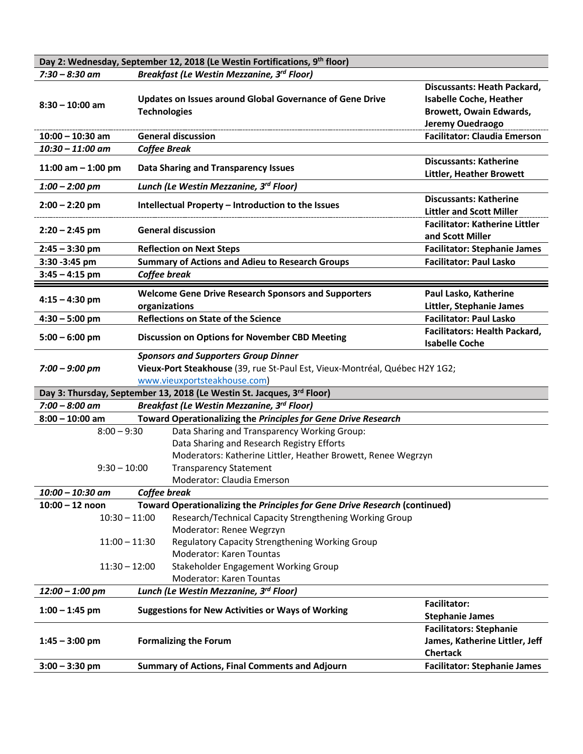| | | |
|---|---|---|
| **Day 2: Wednesday, September 12, 2018 (Le Westin Fortifications, 9th floor)** | | |
| ***7:30 – 8:30 am*** | ***Breakfast (Le Westin Mezzanine, 3rd Floor)*** | |
| **8:30 – 10:00 am** | **Updates on Issues around Global Governance of Gene Drive Technologies** | **Discussants: Heath Packard, Isabelle Coche, Heather Browett, Owain Edwards, Jeremy Ouedraogo** |
| **10:00 – 10:30 am** | **General discussion** | **Facilitator: Claudia Emerson** |
| ***10:30 – 11:00 am*** | ***Coffee Break*** | |
| **11:00 am – 1:00 pm** | **Data Sharing and Transparency Issues** | **Discussants: Katherine Littler, Heather Browett** |
| ***1:00 – 2:00 pm*** | ***Lunch (Le Westin Mezzanine, 3rd Floor)*** | |
| **2:00 – 2:20 pm** | **Intellectual Property – Introduction to the Issues** | **Discussants: Katherine Littler and Scott Miller** |
| **2:20 – 2:45 pm** | **General discussion** | **Facilitator: Katherine Littler and Scott Miller** |
| **2:45 – 3:30 pm** | **Reflection on Next Steps** | **Facilitator: Stephanie James** |
| **3:30 -3:45 pm** | **Summary of Actions and Adieu to Research Groups** | **Facilitator: Paul Lasko** |
| ***3:45 – 4:15 pm*** | ***Coffee break*** | |
| **4:15 – 4:30 pm** | **Welcome Gene Drive Research Sponsors and Supporters organizations** | **Paul Lasko, Katherine Littler, Stephanie James** |
| **4:30 – 5:00 pm** | **Reflections on State of the Science** | **Facilitator: Paul Lasko** |
| **5:00 – 6:00 pm** | **Discussion on Options for November CBD Meeting** | **Facilitators: Health Packard, Isabelle Coche** |
| ***7:00 – 9:00 pm*** | ***Sponsors and Supporters Group Dinner*** **Vieux-Port Steakhouse** (39, rue St-Paul Est, Vieux-Montréal, Québec H2Y 1G2; www.vieuxportsteakhouse.com) | |
| **Day 3: Thursday, September 13, 2018 (Le Westin St. Jacques, 3rd Floor)** | | |
| ***7:00 – 8:00 am*** | ***Breakfast (Le Westin Mezzanine, 3rd Floor)*** | |
| **8:00 – 10:00 am** | **Toward Operationalizing the *Principles for Gene Drive Research*** | |
| 8:00 – 9:30 | Data Sharing and Transparency Working Group: Data Sharing and Research Registry Efforts; Moderators: Katherine Littler, Heather Browett, Renee Wegrzyn | |
| 9:30 – 10:00 | Transparency Statement; Moderator: Claudia Emerson | |
| ***10:00 – 10:30 am*** | ***Coffee break*** | |
| **10:00 – 12 noon** | **Toward Operationalizing the *Principles for Gene Drive Research* (continued)** | |
| 10:30 – 11:00 | Research/Technical Capacity Strengthening Working Group; Moderator: Renee Wegrzyn | |
| 11:00 – 11:30 | Regulatory Capacity Strengthening Working Group; Moderator: Karen Tountas | |
| 11:30 – 12:00 | Stakeholder Engagement Working Group; Moderator: Karen Tountas | |
| ***12:00 – 1:00 pm*** | ***Lunch (Le Westin Mezzanine, 3rd Floor)*** | |
| **1:00 – 1:45 pm** | **Suggestions for New Activities or Ways of Working** | **Facilitator: Stephanie James** |
| **1:45 – 3:00 pm** | **Formalizing the Forum** | **Facilitators: Stephanie James, Katherine Littler, Jeff Chertack** |
| **3:00 – 3:30 pm** | **Summary of Actions, Final Comments and Adjourn** | **Facilitator: Stephanie James** |